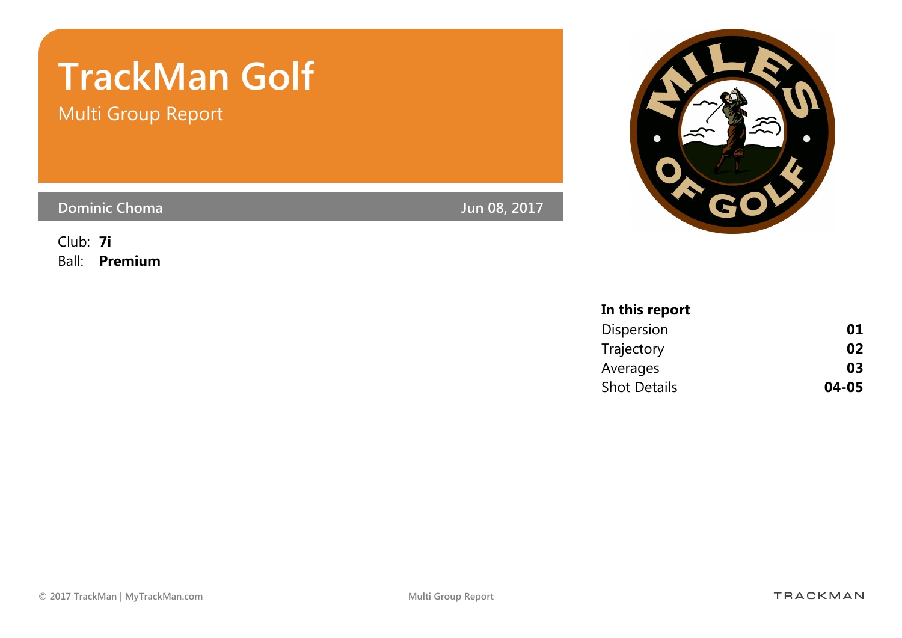# TrackMan Golf

## Multi Group Report

**Dominic Choma** Jun 08, 2017

Club: **7i**
Ball: **Premium**

**In this report**

| | |
|---|---|
| Dispersion | **01** |
| Trajectory | **02** |
| Averages | **03** |
| Shot Details | **04-05** |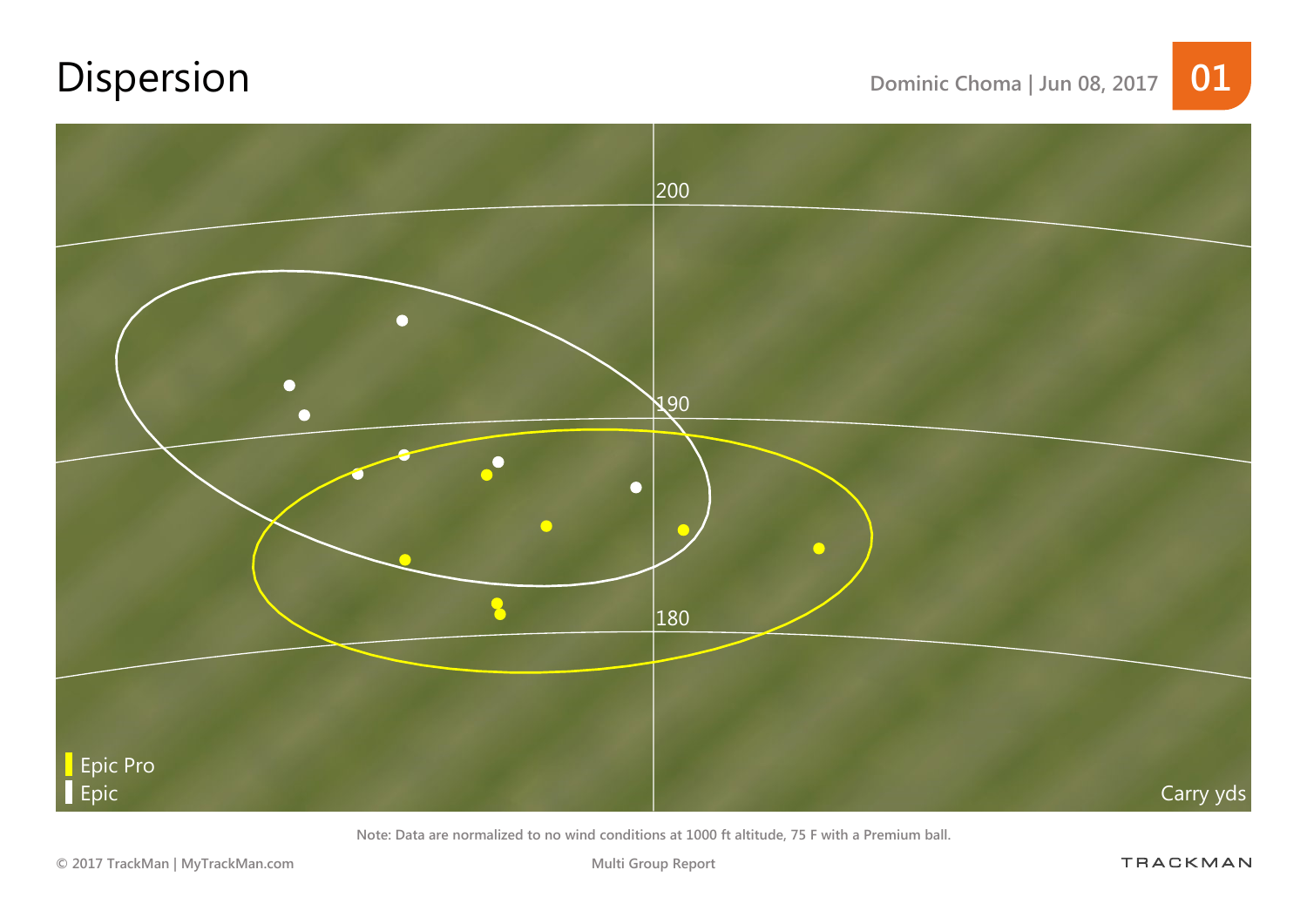# Dispersion

Dominic Choma | Jun 08, 2017

01

200

190

180

Epic Pro

Epic

Carry yds

Note: Data are normalized to no wind conditions at 1000 ft altitude, 75 F with a Premium ball.

© 2017 TrackMan | MyTrackMan.com

Multi Group Report

TRACKMAN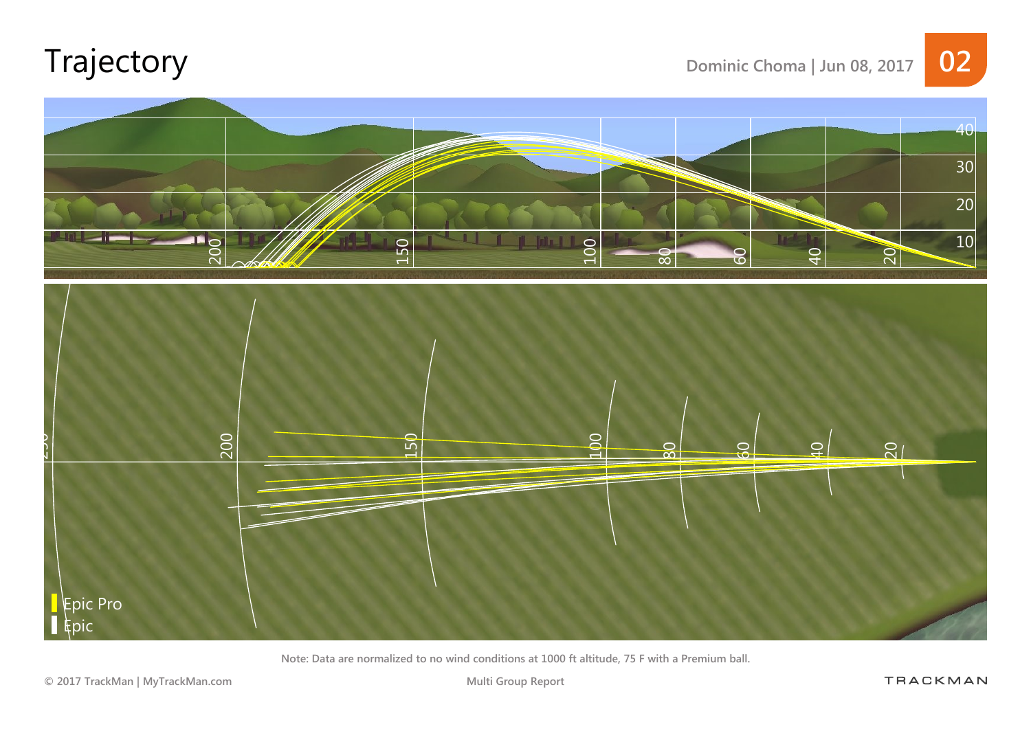# Trajectory

Dominic Choma | Jun 08, 2017

02

Epic Pro
Epic

Note: Data are normalized to no wind conditions at 1000 ft altitude, 75 F with a Premium ball.

© 2017 TrackMan | MyTrackMan.com

Multi Group Report

TRACKMAN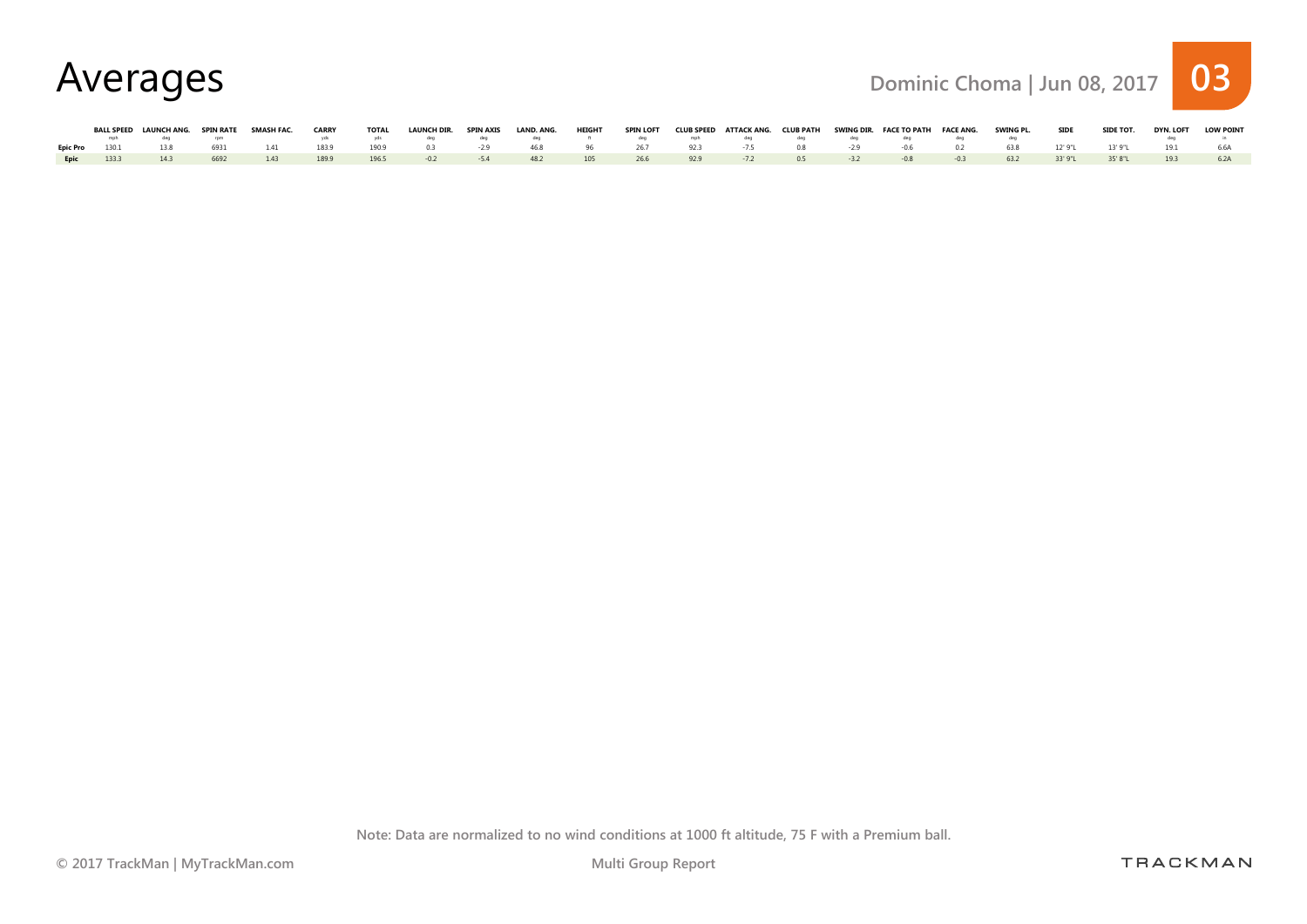# Averages

Dominic Choma | Jun 08, 2017

| | BALL SPEED mph | LAUNCH ANG. deg | SPIN RATE rpm | SMASH FAC. | CARRY yds | TOTAL yds | LAUNCH DIR. deg | SPIN AXIS deg | LAND. ANG. deg | HEIGHT ft | SPIN LOFT deg | CLUB SPEED mph | ATTACK ANG. deg | CLUB PATH deg | SWING DIR. deg | FACE TO PATH deg | FACE ANG. deg | SWING PL. deg | SIDE | SIDE TOT. | DYN. LOFT deg | LOW POINT in |
|---|---|---|---|---|---|---|---|---|---|---|---|---|---|---|---|---|---|---|---|---|---|---|
| **Epic Pro** | 130.1 | 13.8 | 6931 | 1.41 | 183.9 | 190.9 | 0.3 | -2.9 | 46.8 | 96 | 26.7 | 92.3 | -7.5 | 0.8 | -2.9 | -0.6 | 0.2 | 63.8 | 12' 9"L | 13' 9"L | 19.1 | 6.6A |
| **Epic** | 133.3 | 14.3 | 6692 | 1.43 | 189.9 | 196.5 | -0.2 | -5.4 | 48.2 | 105 | 26.6 | 92.9 | -7.2 | 0.5 | -3.2 | -0.8 | -0.3 | 63.2 | 33' 9"L | 35' 8"L | 19.3 | 6.2A |

Note: Data are normalized to no wind conditions at 1000 ft altitude, 75 F with a Premium ball.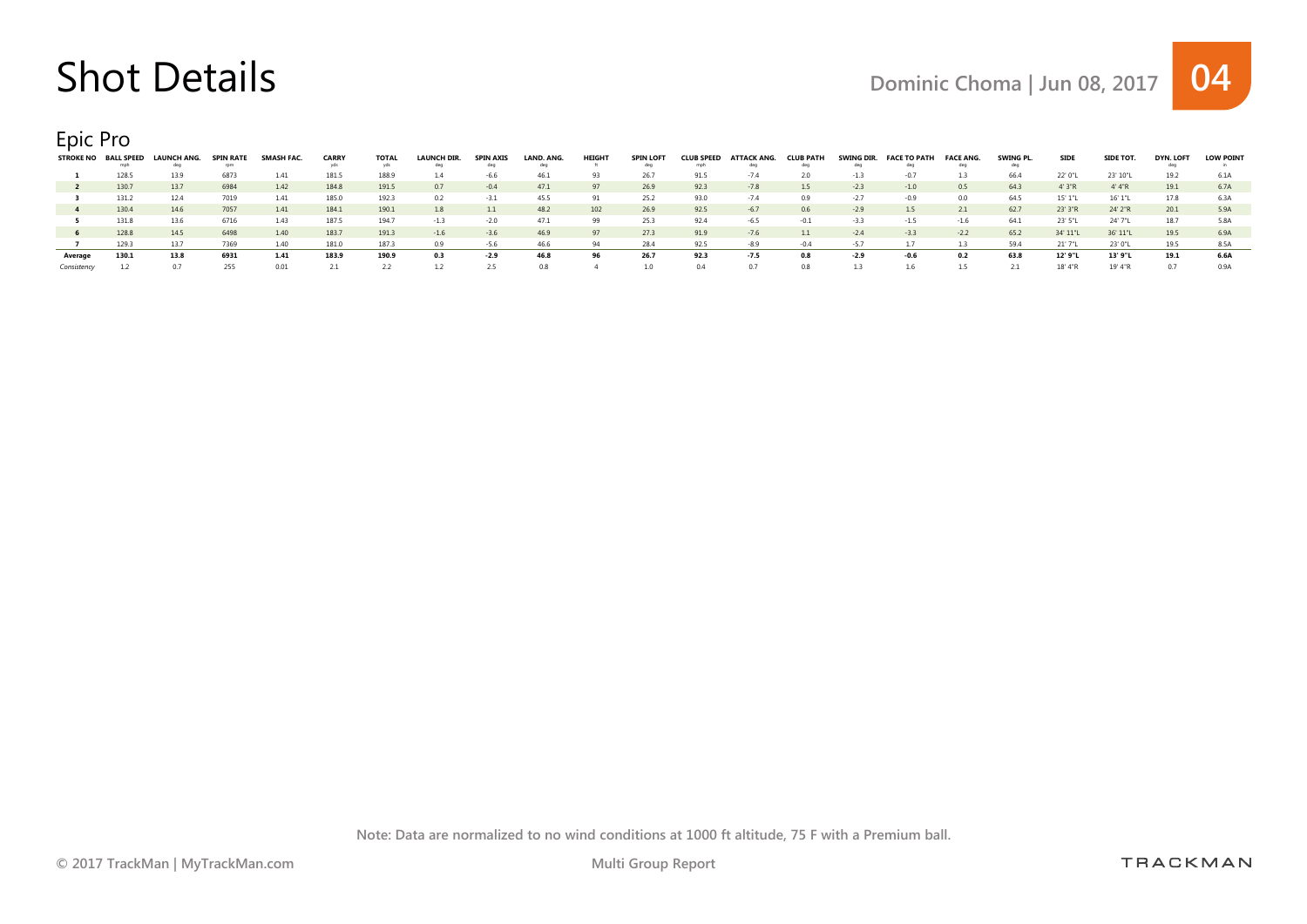# Shot Details

Dominic Choma | Jun 08, 2017

## Epic Pro

| STROKE NO | BALL SPEED mph | LAUNCH ANG. deg | SPIN RATE rpm | SMASH FAC. | CARRY yds | TOTAL yds | LAUNCH DIR. deg | SPIN AXIS deg | LAND. ANG. deg | HEIGHT ft | SPIN LOFT deg | CLUB SPEED mph | ATTACK ANG. deg | CLUB PATH deg | SWING DIR. deg | FACE TO PATH deg | FACE ANG. deg | SWING PL. deg | SIDE | SIDE TOT. | DYN. LOFT deg | LOW POINT in |
|---|---|---|---|---|---|---|---|---|---|---|---|---|---|---|---|---|---|---|---|---|---|---|
| **1** | 128.5 | 13.9 | 6873 | 1.41 | 181.5 | 188.9 | 1.4 | -6.6 | 46.1 | 93 | 26.7 | 91.5 | -7.4 | 2.0 | -1.3 | -0.7 | 1.3 | 66.4 | 22' 0"L | 23' 10"L | 19.2 | 6.1A |
| **2** | 130.7 | 13.7 | 6984 | 1.42 | 184.8 | 191.5 | 0.7 | -0.4 | 47.1 | 97 | 26.9 | 92.3 | -7.8 | 1.5 | -2.3 | -1.0 | 0.5 | 64.3 | 4' 3"R | 4' 4"R | 19.1 | 6.7A |
| **3** | 131.2 | 12.4 | 7019 | 1.41 | 185.0 | 192.3 | 0.2 | -3.1 | 45.5 | 91 | 25.2 | 93.0 | -7.4 | 0.9 | -2.7 | -0.9 | 0.0 | 64.5 | 15' 1"L | 16' 1"L | 17.8 | 6.3A |
| **4** | 130.4 | 14.6 | 7057 | 1.41 | 184.1 | 190.1 | 1.8 | 1.1 | 48.2 | 102 | 26.9 | 92.5 | -6.7 | 0.6 | -2.9 | 1.5 | 2.1 | 62.7 | 23' 3"R | 24' 2"R | 20.1 | 5.9A |
| **5** | 131.8 | 13.6 | 6716 | 1.43 | 187.5 | 194.7 | -1.3 | -2.0 | 47.1 | 99 | 25.3 | 92.4 | -6.5 | -0.1 | -3.3 | -1.5 | -1.6 | 64.1 | 23' 5"L | 24' 7"L | 18.7 | 5.8A |
| **6** | 128.8 | 14.5 | 6498 | 1.40 | 183.7 | 191.3 | -1.6 | -3.6 | 46.9 | 97 | 27.3 | 91.9 | -7.6 | 1.1 | -2.4 | -3.3 | -2.2 | 65.2 | 34' 11"L | 36' 11"L | 19.5 | 6.9A |
| **7** | 129.3 | 13.7 | 7369 | 1.40 | 181.0 | 187.3 | 0.9 | -5.6 | 46.6 | 94 | 28.4 | 92.5 | -8.9 | -0.4 | -5.7 | 1.7 | 1.3 | 59.4 | 21' 7"L | 23' 0"L | 19.5 | 8.5A |
| **Average** | **130.1** | **13.8** | **6931** | **1.41** | **183.9** | **190.9** | **0.3** | **-2.9** | **46.8** | **96** | **26.7** | **92.3** | **-7.5** | **0.8** | **-2.9** | **-0.6** | **0.2** | **63.8** | **12' 9"L** | **13' 9"L** | **19.1** | **6.6A** |
| *Consistency* | 1.2 | 0.7 | 255 | 0.01 | 2.1 | 2.2 | 1.2 | 2.5 | 0.8 | 4 | 1.0 | 0.4 | 0.7 | 0.8 | 1.3 | 1.6 | 1.5 | 2.1 | 18' 4"R | 19' 4"R | 0.7 | 0.9A |

Note: Data are normalized to no wind conditions at 1000 ft altitude, 75 F with a Premium ball.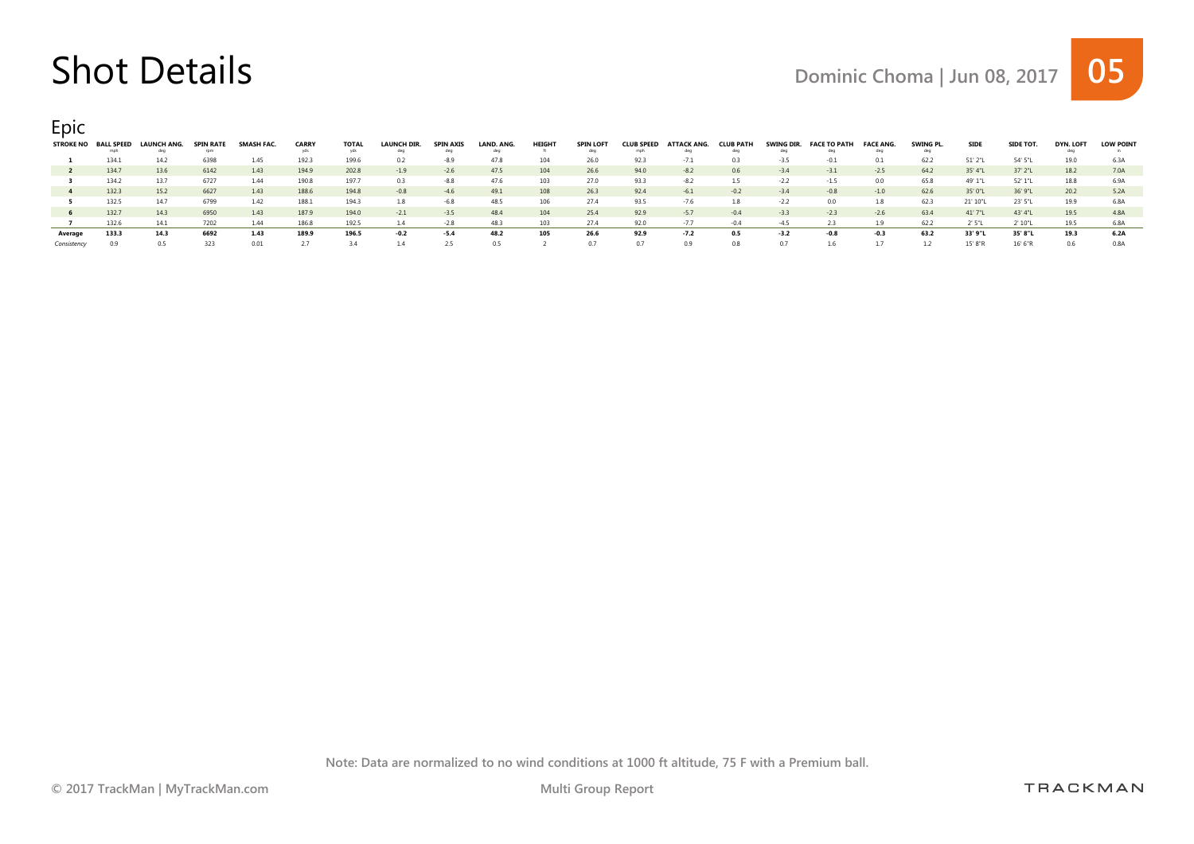# Shot Details

Dominic Choma | Jun 08, 2017

05

## Epic

| STROKE NO | BALL SPEED mph | LAUNCH ANG. deg | SPIN RATE rpm | SMASH FAC. | CARRY yds | TOTAL yds | LAUNCH DIR. deg | SPIN AXIS deg | LAND. ANG. deg | HEIGHT ft | SPIN LOFT deg | CLUB SPEED mph | ATTACK ANG. deg | CLUB PATH deg | SWING DIR. deg | FACE TO PATH deg | FACE ANG. deg | SWING PL. deg | SIDE | SIDE TOT. | DYN. LOFT deg | LOW POINT in |
|---|---|---|---|---|---|---|---|---|---|---|---|---|---|---|---|---|---|---|---|---|---|---|
| 1 | 134.1 | 14.2 | 6398 | 1.45 | 192.3 | 199.6 | 0.2 | -8.9 | 47.8 | 104 | 26.0 | 92.3 | -7.1 | 0.3 | -3.5 | -0.1 | 0.1 | 62.2 | 51' 2"L | 54' 5"L | 19.0 | 6.3A |
| 2 | 134.7 | 13.6 | 6142 | 1.43 | 194.9 | 202.8 | -1.9 | -2.6 | 47.5 | 104 | 26.6 | 94.0 | -8.2 | 0.6 | -3.4 | -3.1 | -2.5 | 64.2 | 35' 4"L | 37' 2"L | 18.2 | 7.0A |
| 3 | 134.2 | 13.7 | 6727 | 1.44 | 190.8 | 197.7 | 0.3 | -8.8 | 47.6 | 103 | 27.0 | 93.3 | -8.2 | 1.5 | -2.2 | -1.5 | 0.0 | 65.8 | 49' 1"L | 52' 1"L | 18.8 | 6.9A |
| 4 | 132.3 | 15.2 | 6627 | 1.43 | 188.6 | 194.8 | -0.8 | -4.6 | 49.1 | 108 | 26.3 | 92.4 | -6.1 | -0.2 | -3.4 | -0.8 | -1.0 | 62.6 | 35' 0"L | 36' 9"L | 20.2 | 5.2A |
| 5 | 132.5 | 14.7 | 6799 | 1.42 | 188.1 | 194.3 | 1.8 | -6.8 | 48.5 | 106 | 27.4 | 93.5 | -7.6 | 1.8 | -2.2 | 0.0 | 1.8 | 62.3 | 21' 10"L | 23' 5"L | 19.9 | 6.8A |
| 6 | 132.7 | 14.3 | 6950 | 1.43 | 187.9 | 194.0 | -2.1 | -3.5 | 48.4 | 104 | 25.4 | 92.9 | -5.7 | -0.4 | -3.3 | -2.3 | -2.6 | 63.4 | 41' 7"L | 43' 4"L | 19.5 | 4.8A |
| 7 | 132.6 | 14.1 | 7202 | 1.44 | 186.8 | 192.5 | 1.4 | -2.8 | 48.3 | 103 | 27.4 | 92.0 | -7.7 | -0.4 | -4.5 | 2.3 | 1.9 | 62.2 | 2' 5"L | 2' 10"L | 19.5 | 6.8A |
| **Average** | **133.3** | **14.3** | **6692** | **1.43** | **189.9** | **196.5** | **-0.2** | **-5.4** | **48.2** | **105** | **26.6** | **92.9** | **-7.2** | **0.5** | **-3.2** | **-0.8** | **-0.3** | **63.2** | **33' 9"L** | **35' 8"L** | **19.3** | **6.2A** |
| *Consistency* | 0.9 | 0.5 | 323 | 0.01 | 2.7 | 3.4 | 1.4 | 2.5 | 0.5 | 2 | 0.7 | 0.7 | 0.9 | 0.8 | 0.7 | 1.6 | 1.7 | 1.2 | 15' 8"R | 16' 6"R | 0.6 | 0.8A |

Note: Data are normalized to no wind conditions at 1000 ft altitude, 75 F with a Premium ball.

© 2017 TrackMan | MyTrackMan.com

Multi Group Report

TRACKMAN